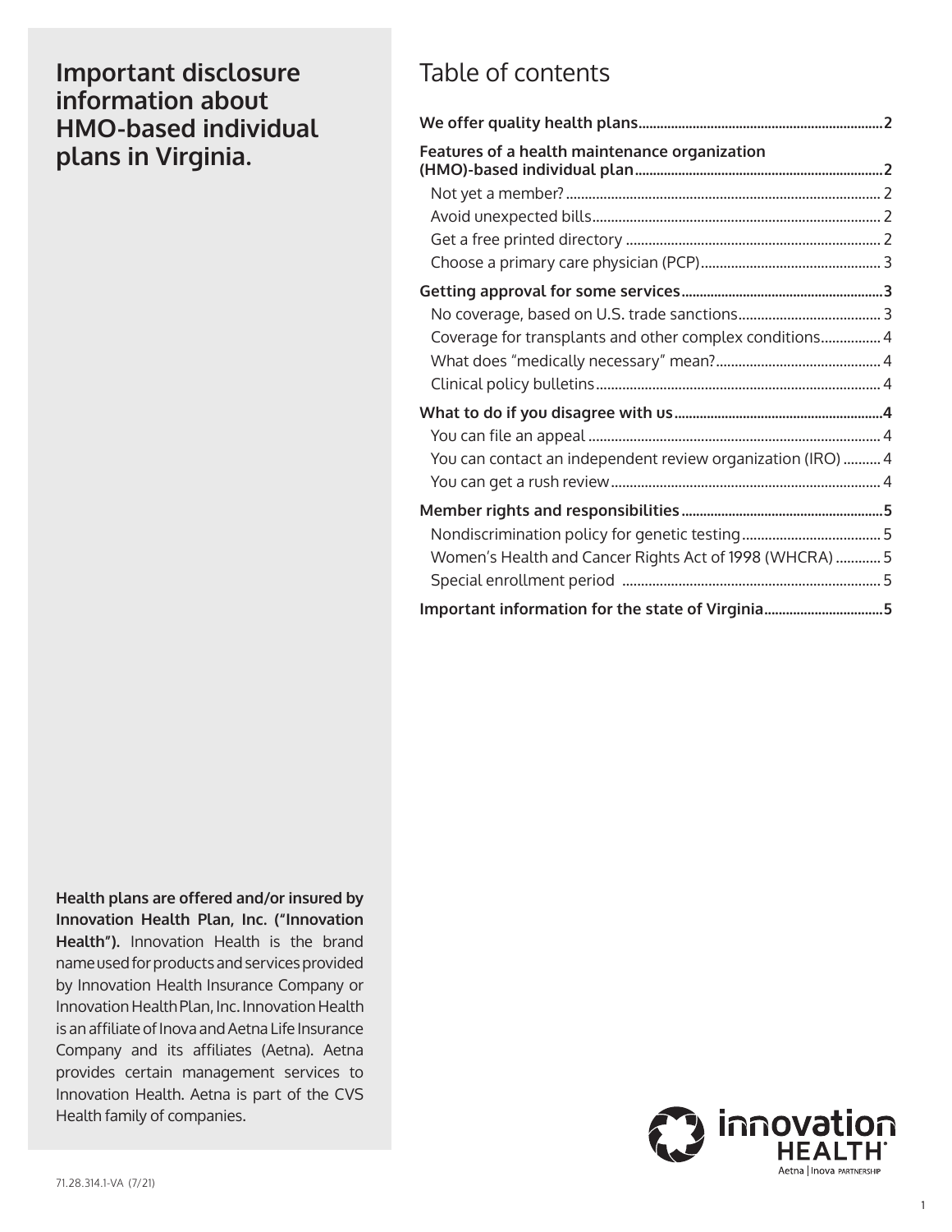# Important disclosure information about HMO-based individual plans in Virginia.

## Table of contents

**We offer quality health plans** ..... 2

**Features of a health maintenance organization (HMO)-based individual plan** ..... 2

- Not yet a member? ..... 2
- Avoid unexpected bills ..... 2
- Get a free printed directory ..... 2
- Choose a primary care physician (PCP) ..... 3

**Getting approval for some services** ..... 3

- No coverage, based on U.S. trade sanctions ..... 3
- Coverage for transplants and other complex conditions ..... 4
- What does "medically necessary" mean? ..... 4
- Clinical policy bulletins ..... 4

**What to do if you disagree with us** ..... 4

- You can file an appeal ..... 4
- You can contact an independent review organization (IRO) ..... 4
- You can get a rush review ..... 4

**Member rights and responsibilities** ..... 5

- Nondiscrimination policy for genetic testing ..... 5
- Women's Health and Cancer Rights Act of 1998 (WHCRA) ..... 5
- Special enrollment period ..... 5

**Important information for the state of Virginia** ..... 5

**Health plans are offered and/or insured by Innovation Health Plan, Inc. ("Innovation Health").** Innovation Health is the brand name used for products and services provided by Innovation Health Insurance Company or Innovation Health Plan, Inc. Innovation Health is an affiliate of Inova and Aetna Life Insurance Company and its affiliates (Aetna). Aetna provides certain management services to Innovation Health. Aetna is part of the CVS Health family of companies.

innovation HEALTH
Aetna | Inova PARTNERSHIP

71.28.314.1-VA (7/21)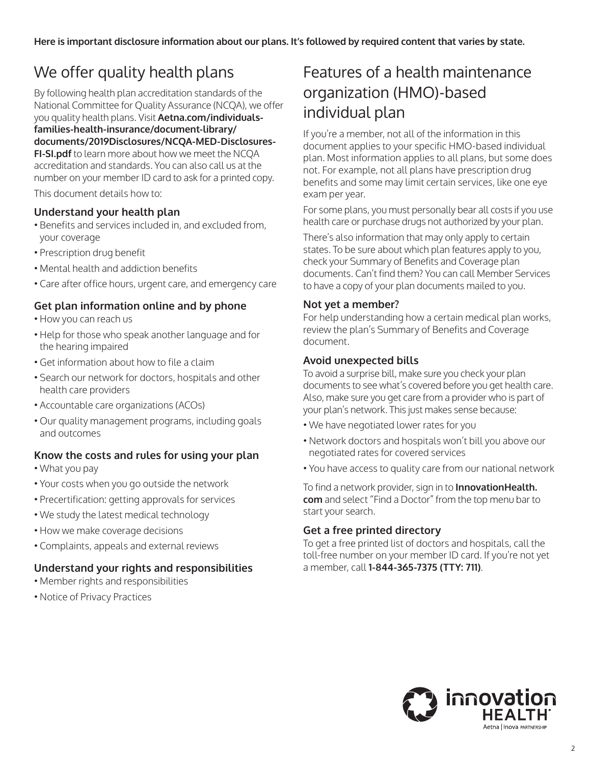**Here is important disclosure information about our plans. It's followed by required content that varies by state.**

# We offer quality health plans

By following health plan accreditation standards of the National Committee for Quality Assurance (NCQA), we offer you quality health plans. Visit **Aetna.com/individuals-families-health-insurance/document-library/documents/2019Disclosures/NCQA-MED-Disclosures-FI-SI.pdf** to learn more about how we meet the NCQA accreditation and standards. You can also call us at the number on your member ID card to ask for a printed copy.

This document details how to:

### Understand your health plan

- Benefits and services included in, and excluded from, your coverage
- Prescription drug benefit
- Mental health and addiction benefits
- Care after office hours, urgent care, and emergency care

### Get plan information online and by phone

- How you can reach us
- Help for those who speak another language and for the hearing impaired
- Get information about how to file a claim
- Search our network for doctors, hospitals and other health care providers
- Accountable care organizations (ACOs)
- Our quality management programs, including goals and outcomes

### Know the costs and rules for using your plan

- What you pay
- Your costs when you go outside the network
- Precertification: getting approvals for services
- We study the latest medical technology
- How we make coverage decisions
- Complaints, appeals and external reviews

### Understand your rights and responsibilities

- Member rights and responsibilities
- Notice of Privacy Practices

# Features of a health maintenance organization (HMO)-based individual plan

If you're a member, not all of the information in this document applies to your specific HMO-based individual plan. Most information applies to all plans, but some does not. For example, not all plans have prescription drug benefits and some may limit certain services, like one eye exam per year.

For some plans, you must personally bear all costs if you use health care or purchase drugs not authorized by your plan.

There's also information that may only apply to certain states. To be sure about which plan features apply to you, check your Summary of Benefits and Coverage plan documents. Can't find them? You can call Member Services to have a copy of your plan documents mailed to you.

### Not yet a member?

For help understanding how a certain medical plan works, review the plan's Summary of Benefits and Coverage document.

### Avoid unexpected bills

To avoid a surprise bill, make sure you check your plan documents to see what's covered before you get health care. Also, make sure you get care from a provider who is part of your plan's network. This just makes sense because:

- We have negotiated lower rates for you
- Network doctors and hospitals won't bill you above our negotiated rates for covered services
- You have access to quality care from our national network

To find a network provider, sign in to **InnovationHealth.com** and select "Find a Doctor" from the top menu bar to start your search.

### Get a free printed directory

To get a free printed list of doctors and hospitals, call the toll-free number on your member ID card. If you're not yet a member, call **1-844-365-7375 (TTY: 711)**.

innovation HEALTH
Aetna | Inova PARTNERSHIP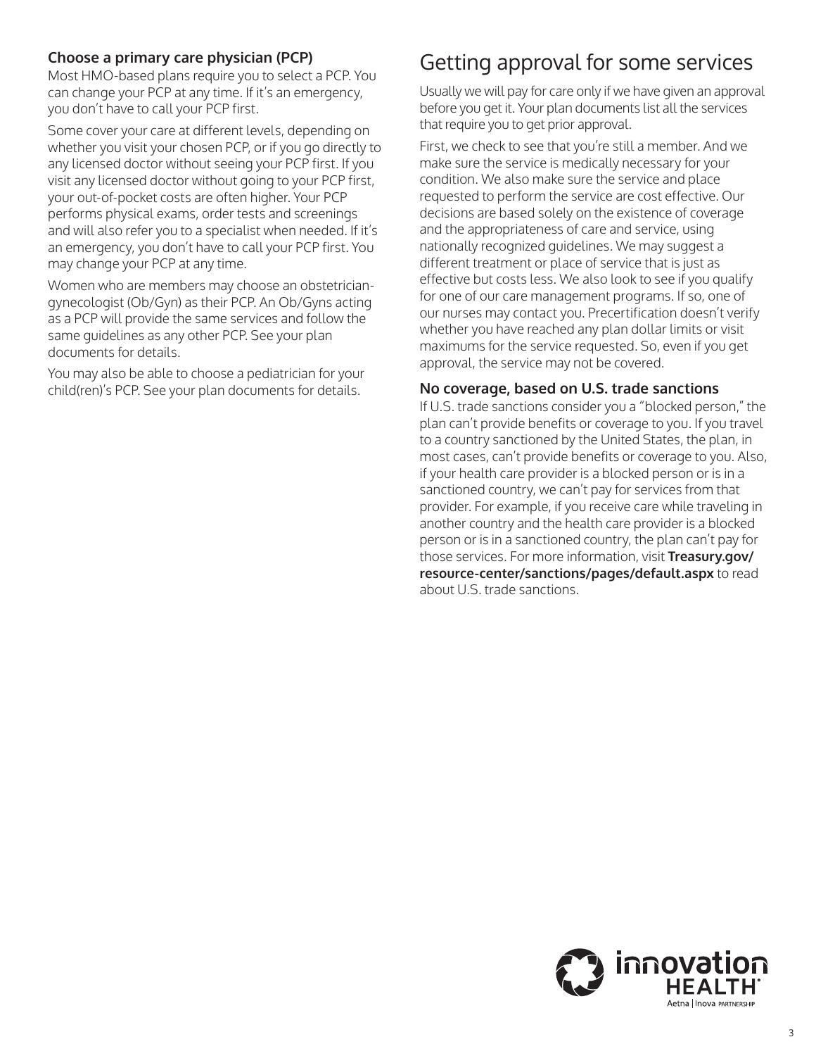### Choose a primary care physician (PCP)

Most HMO-based plans require you to select a PCP. You can change your PCP at any time. If it's an emergency, you don't have to call your PCP first.

Some cover your care at different levels, depending on whether you visit your chosen PCP, or if you go directly to any licensed doctor without seeing your PCP first. If you visit any licensed doctor without going to your PCP first, your out-of-pocket costs are often higher. Your PCP performs physical exams, order tests and screenings and will also refer you to a specialist when needed. If it's an emergency, you don't have to call your PCP first. You may change your PCP at any time.

Women who are members may choose an obstetrician-gynecologist (Ob/Gyn) as their PCP. An Ob/Gyns acting as a PCP will provide the same services and follow the same guidelines as any other PCP. See your plan documents for details.

You may also be able to choose a pediatrician for your child(ren)'s PCP. See your plan documents for details.

## Getting approval for some services

Usually we will pay for care only if we have given an approval before you get it. Your plan documents list all the services that require you to get prior approval.

First, we check to see that you're still a member. And we make sure the service is medically necessary for your condition. We also make sure the service and place requested to perform the service are cost effective. Our decisions are based solely on the existence of coverage and the appropriateness of care and service, using nationally recognized guidelines. We may suggest a different treatment or place of service that is just as effective but costs less. We also look to see if you qualify for one of our care management programs. If so, one of our nurses may contact you. Precertification doesn't verify whether you have reached any plan dollar limits or visit maximums for the service requested. So, even if you get approval, the service may not be covered.

### No coverage, based on U.S. trade sanctions

If U.S. trade sanctions consider you a "blocked person," the plan can't provide benefits or coverage to you. If you travel to a country sanctioned by the United States, the plan, in most cases, can't provide benefits or coverage to you. Also, if your health care provider is a blocked person or is in a sanctioned country, we can't pay for services from that provider. For example, if you receive care while traveling in another country and the health care provider is a blocked person or is in a sanctioned country, the plan can't pay for those services. For more information, visit **Treasury.gov/resource-center/sanctions/pages/default.aspx** to read about U.S. trade sanctions.

innovation HEALTH
Aetna | Inova PARTNERSHIP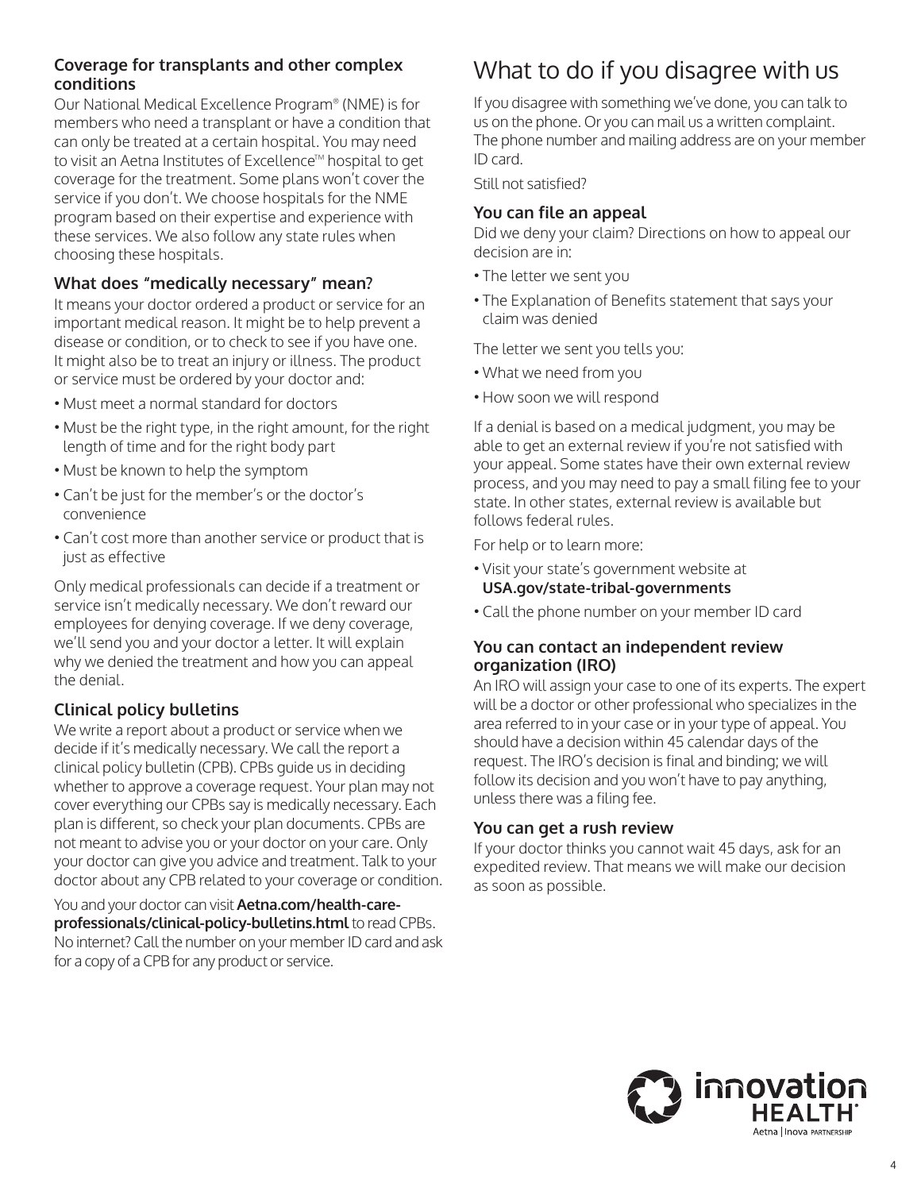### Coverage for transplants and other complex conditions

Our National Medical Excellence Program® (NME) is for members who need a transplant or have a condition that can only be treated at a certain hospital. You may need to visit an Aetna Institutes of Excellence™ hospital to get coverage for the treatment. Some plans won't cover the service if you don't. We choose hospitals for the NME program based on their expertise and experience with these services. We also follow any state rules when choosing these hospitals.

### What does "medically necessary" mean?

It means your doctor ordered a product or service for an important medical reason. It might be to help prevent a disease or condition, or to check to see if you have one. It might also be to treat an injury or illness. The product or service must be ordered by your doctor and:

- Must meet a normal standard for doctors
- Must be the right type, in the right amount, for the right length of time and for the right body part
- Must be known to help the symptom
- Can't be just for the member's or the doctor's convenience
- Can't cost more than another service or product that is just as effective

Only medical professionals can decide if a treatment or service isn't medically necessary. We don't reward our employees for denying coverage. If we deny coverage, we'll send you and your doctor a letter. It will explain why we denied the treatment and how you can appeal the denial.

### Clinical policy bulletins

We write a report about a product or service when we decide if it's medically necessary. We call the report a clinical policy bulletin (CPB). CPBs guide us in deciding whether to approve a coverage request. Your plan may not cover everything our CPBs say is medically necessary. Each plan is different, so check your plan documents. CPBs are not meant to advise you or your doctor on your care. Only your doctor can give you advice and treatment. Talk to your doctor about any CPB related to your coverage or condition.

You and your doctor can visit **Aetna.com/health-care-professionals/clinical-policy-bulletins.html** to read CPBs. No internet? Call the number on your member ID card and ask for a copy of a CPB for any product or service.

## What to do if you disagree with us

If you disagree with something we've done, you can talk to us on the phone. Or you can mail us a written complaint. The phone number and mailing address are on your member ID card.

Still not satisfied?

### You can file an appeal

Did we deny your claim? Directions on how to appeal our decision are in:

- The letter we sent you
- The Explanation of Benefits statement that says your claim was denied

The letter we sent you tells you:

- What we need from you
- How soon we will respond

If a denial is based on a medical judgment, you may be able to get an external review if you're not satisfied with your appeal. Some states have their own external review process, and you may need to pay a small filing fee to your state. In other states, external review is available but follows federal rules.

For help or to learn more:

- Visit your state's government website at **USA.gov/state-tribal-governments**
- Call the phone number on your member ID card

### You can contact an independent review organization (IRO)

An IRO will assign your case to one of its experts. The expert will be a doctor or other professional who specializes in the area referred to in your case or in your type of appeal. You should have a decision within 45 calendar days of the request. The IRO's decision is final and binding; we will follow its decision and you won't have to pay anything, unless there was a filing fee.

### You can get a rush review

If your doctor thinks you cannot wait 45 days, ask for an expedited review. That means we will make our decision as soon as possible.

innovation HEALTH® Aetna | Inova PARTNERSHIP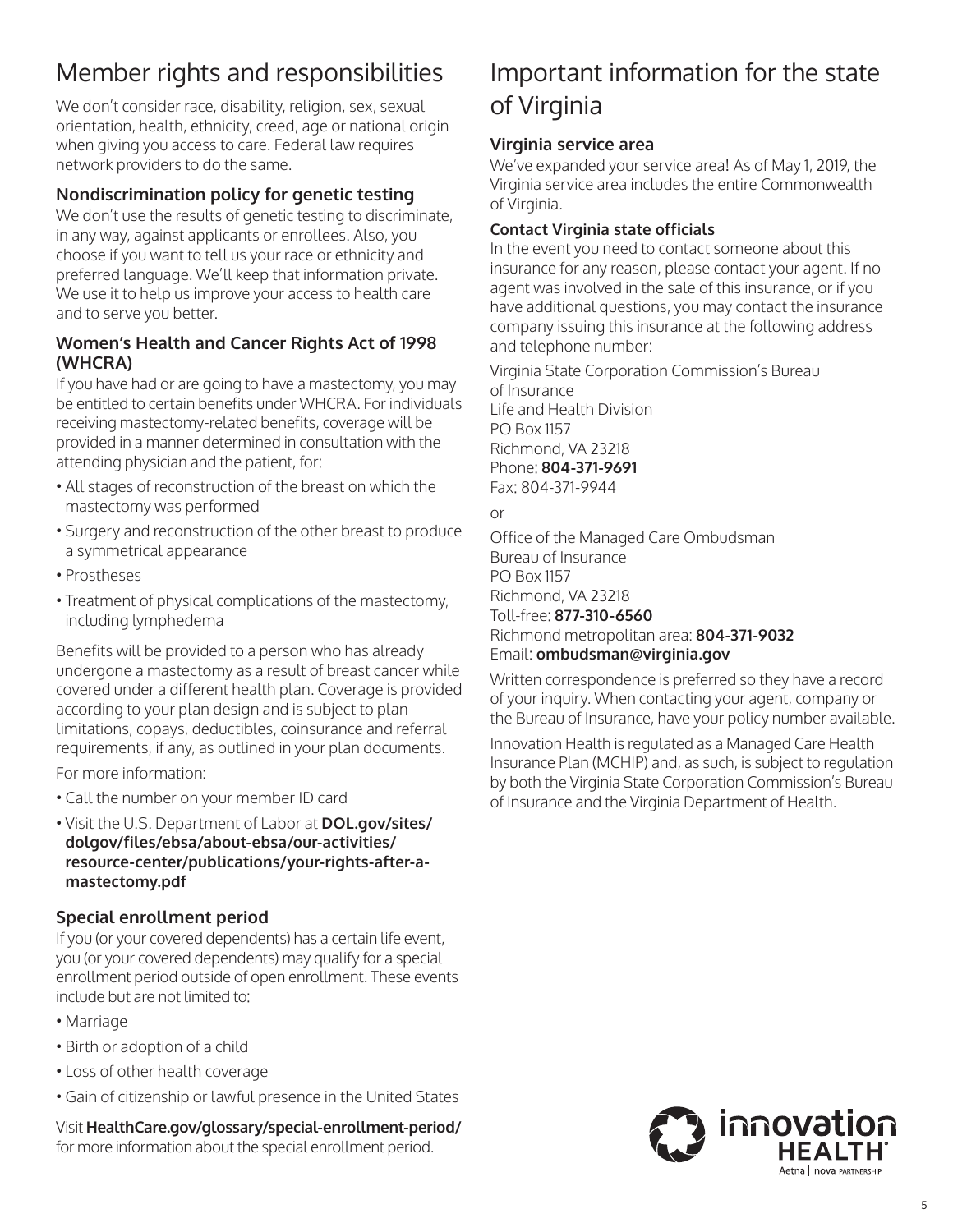## Member rights and responsibilities

We don't consider race, disability, religion, sex, sexual orientation, health, ethnicity, creed, age or national origin when giving you access to care. Federal law requires network providers to do the same.

### Nondiscrimination policy for genetic testing

We don't use the results of genetic testing to discriminate, in any way, against applicants or enrollees. Also, you choose if you want to tell us your race or ethnicity and preferred language. We'll keep that information private. We use it to help us improve your access to health care and to serve you better.

### Women's Health and Cancer Rights Act of 1998 (WHCRA)

If you have had or are going to have a mastectomy, you may be entitled to certain benefits under WHCRA. For individuals receiving mastectomy-related benefits, coverage will be provided in a manner determined in consultation with the attending physician and the patient, for:

- All stages of reconstruction of the breast on which the mastectomy was performed
- Surgery and reconstruction of the other breast to produce a symmetrical appearance
- Prostheses
- Treatment of physical complications of the mastectomy, including lymphedema

Benefits will be provided to a person who has already undergone a mastectomy as a result of breast cancer while covered under a different health plan. Coverage is provided according to your plan design and is subject to plan limitations, copays, deductibles, coinsurance and referral requirements, if any, as outlined in your plan documents.

For more information:

- Call the number on your member ID card
- Visit the U.S. Department of Labor at **DOL.gov/sites/dolgov/files/ebsa/about-ebsa/our-activities/resource-center/publications/your-rights-after-a-mastectomy.pdf**

### Special enrollment period

If you (or your covered dependents) has a certain life event, you (or your covered dependents) may qualify for a special enrollment period outside of open enrollment. These events include but are not limited to:

- Marriage
- Birth or adoption of a child
- Loss of other health coverage
- Gain of citizenship or lawful presence in the United States

Visit **HealthCare.gov/glossary/special-enrollment-period/** for more information about the special enrollment period.

## Important information for the state of Virginia

### Virginia service area

We've expanded your service area! As of May 1, 2019, the Virginia service area includes the entire Commonwealth of Virginia.

#### Contact Virginia state officials

In the event you need to contact someone about this insurance for any reason, please contact your agent. If no agent was involved in the sale of this insurance, or if you have additional questions, you may contact the insurance company issuing this insurance at the following address and telephone number:

Virginia State Corporation Commission's Bureau of Insurance
Life and Health Division
PO Box 1157
Richmond, VA 23218
Phone: **804-371-9691**
Fax: 804-371-9944

or

Office of the Managed Care Ombudsman
Bureau of Insurance
PO Box 1157
Richmond, VA 23218
Toll-free: **877-310-6560**
Richmond metropolitan area: **804-371-9032**
Email: **ombudsman@virginia.gov**

Written correspondence is preferred so they have a record of your inquiry. When contacting your agent, company or the Bureau of Insurance, have your policy number available.

Innovation Health is regulated as a Managed Care Health Insurance Plan (MCHIP) and, as such, is subject to regulation by both the Virginia State Corporation Commission's Bureau of Insurance and the Virginia Department of Health.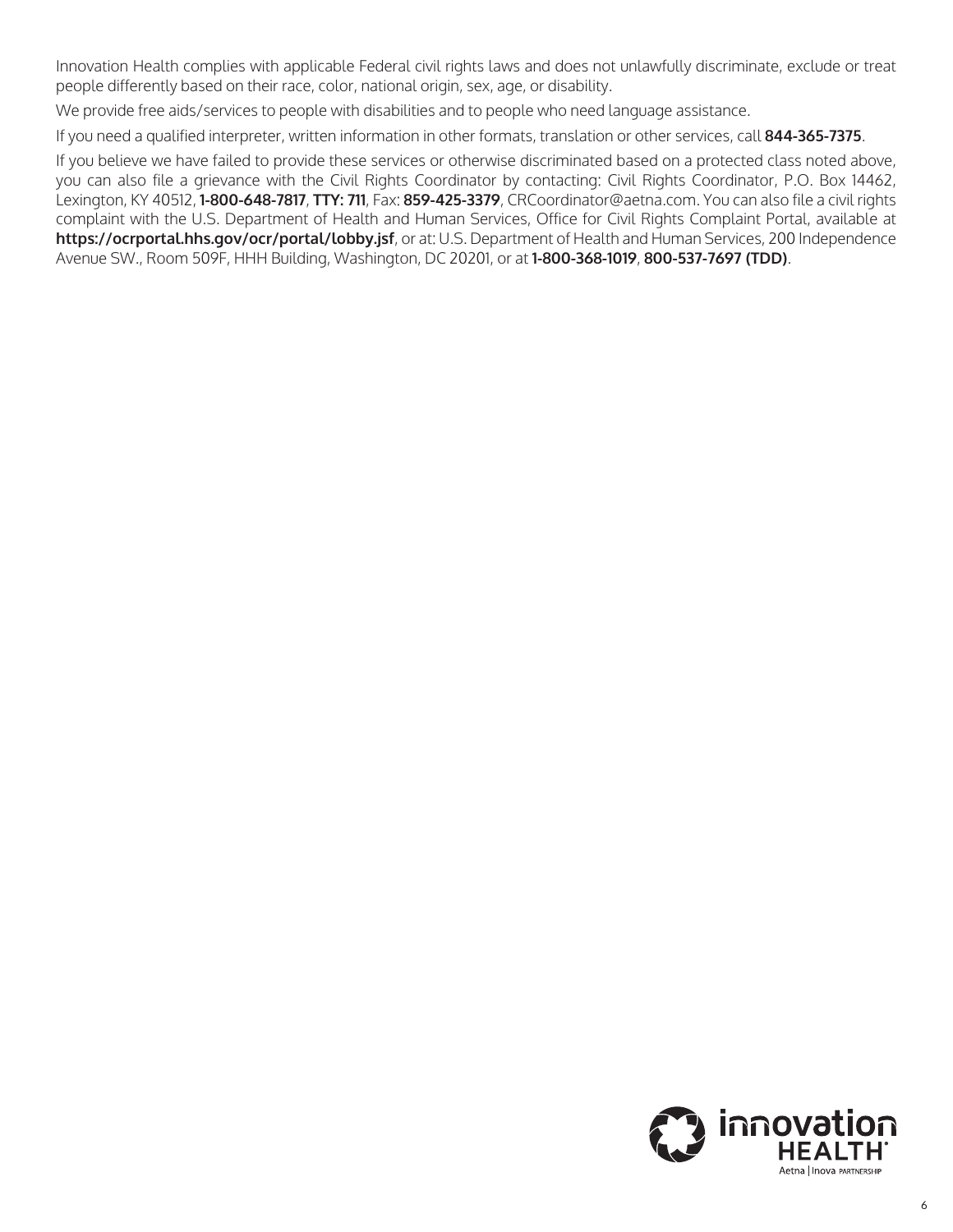Innovation Health complies with applicable Federal civil rights laws and does not unlawfully discriminate, exclude or treat people differently based on their race, color, national origin, sex, age, or disability.

We provide free aids/services to people with disabilities and to people who need language assistance.

If you need a qualified interpreter, written information in other formats, translation or other services, call **844-365-7375**.

If you believe we have failed to provide these services or otherwise discriminated based on a protected class noted above, you can also file a grievance with the Civil Rights Coordinator by contacting: Civil Rights Coordinator, P.O. Box 14462, Lexington, KY 40512, **1-800-648-7817**, **TTY: 711**, Fax: **859-425-3379**, CRCoordinator@aetna.com. You can also file a civil rights complaint with the U.S. Department of Health and Human Services, Office for Civil Rights Complaint Portal, available at **https://ocrportal.hhs.gov/ocr/portal/lobby.jsf**, or at: U.S. Department of Health and Human Services, 200 Independence Avenue SW., Room 509F, HHH Building, Washington, DC 20201, or at **1-800-368-1019**, **800-537-7697 (TDD)**.

innovation HEALTH
Aetna | Inova PARTNERSHIP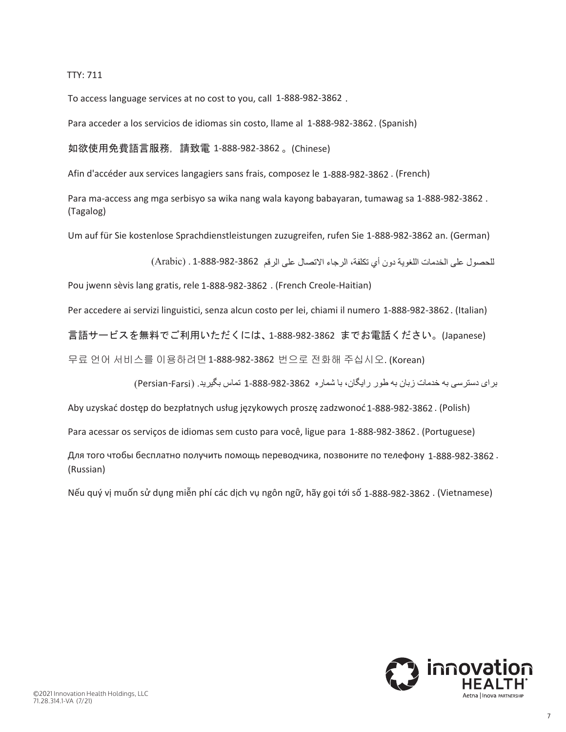TTY: 711

To access language services at no cost to you, call 1-888-982-3862 .

Para acceder a los servicios de idiomas sin costo, llame al 1-888-982-3862. (Spanish)

如欲使用免費語言服務，請致電 1-888-982-3862。(Chinese)

Afin d'accéder aux services langagiers sans frais, composez le 1-888-982-3862 . (French)

Para ma-access ang mga serbisyo sa wika nang wala kayong babayaran, tumawag sa 1-888-982-3862 . (Tagalog)

Um auf für Sie kostenlose Sprachdienstleistungen zuzugreifen, rufen Sie 1-888-982-3862 an. (German)

للحصول على الخدمات اللغوية دون أي تكلفة، الرجاء الاتصال على الرقم 1-888-982-3862 . (Arabic)

Pou jwenn sèvis lang gratis, rele 1-888-982-3862 . (French Creole-Haitian)

Per accedere ai servizi linguistici, senza alcun costo per lei, chiami il numero 1-888-982-3862. (Italian)

言語サービスを無料でご利用いただくには、1-888-982-3862 までお電話ください。(Japanese)

무료 언어 서비스를 이용하려면 1-888-982-3862 번으로 전화해 주십시오. (Korean)

برای دسترسی به خدمات زبان به طور رایگان، با شماره 1-888-982-3862 تماس بگیرید. (Persian-Farsi)

Aby uzyskać dostęp do bezpłatnych usług językowych proszę zadzwonoć 1-888-982-3862 . (Polish)

Para acessar os serviços de idiomas sem custo para você, ligue para 1-888-982-3862. (Portuguese)

Для того чтобы бесплатно получить помощь переводчика, позвоните по телефону 1-888-982-3862 . (Russian)

Nếu quý vị muốn sử dụng miễn phí các dịch vụ ngôn ngữ, hãy gọi tới số 1-888-982-3862 . (Vietnamese)

©2021 Innovation Health Holdings, LLC
71.28.314.1-VA (7/21)

innovation HEALTH
Aetna | Inova PARTNERSHIP